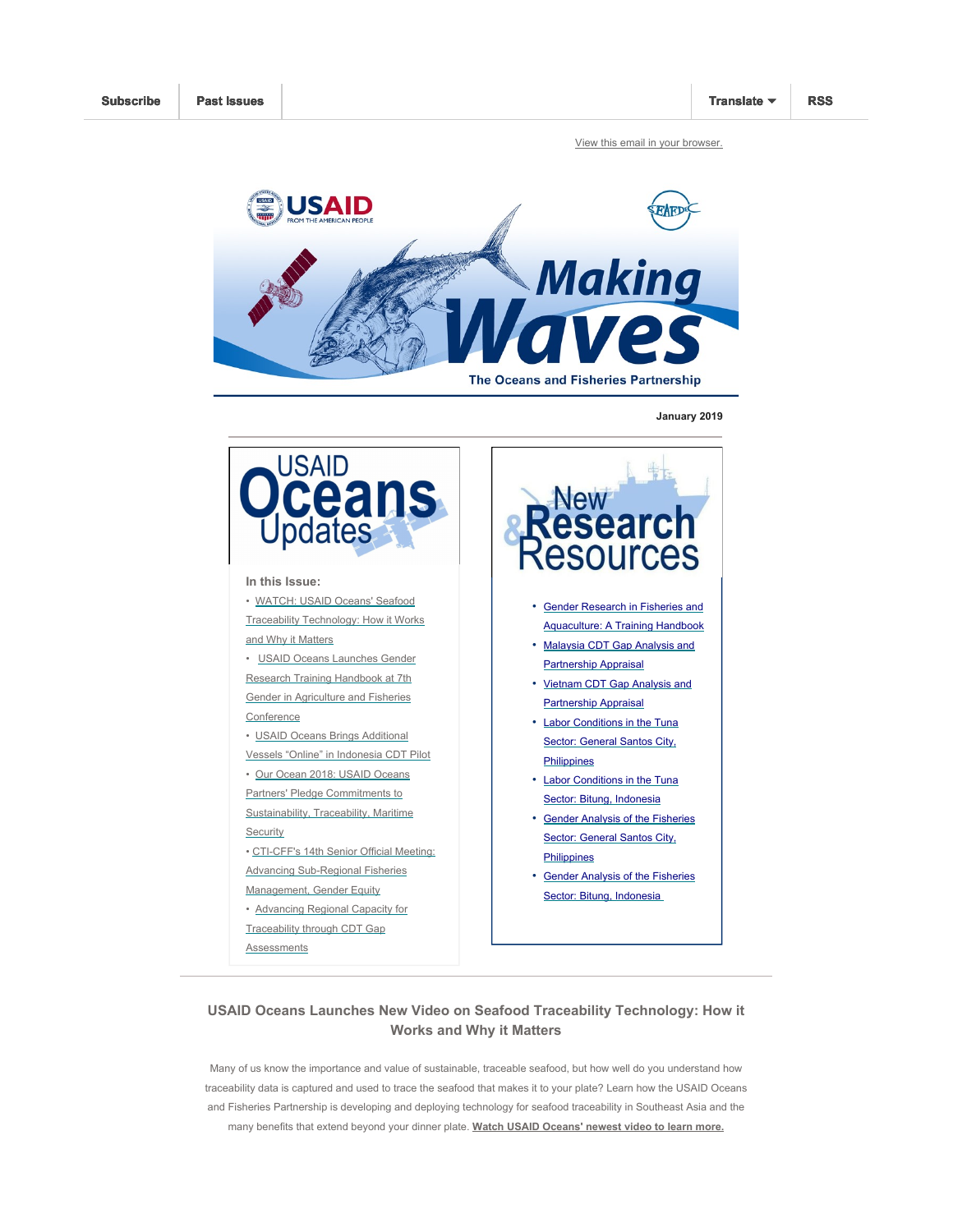Subscribe | Past Issues | Translate | RSS

View this email in your browser.

# Making Waves

**The Oceans and Fisheries Partnership**

**January 2019**

## USAID Oceans Updates

**In this Issue:**

- WATCH: USAID Oceans' Seafood Traceability Technology: How it Works and Why it Matters
- USAID Oceans Launches Gender Research Training Handbook at 7th Gender in Agriculture and Fisheries Conference
- USAID Oceans Brings Additional Vessels "Online" in Indonesia CDT Pilot
- Our Ocean 2018: USAID Oceans Partners' Pledge Commitments to Sustainability, Traceability, Maritime Security
- CTI-CFF's 14th Senior Official Meeting: Advancing Sub-Regional Fisheries Management, Gender Equity
- Advancing Regional Capacity for Traceability through CDT Gap Assessments

## New Research Resources

- Gender Research in Fisheries and Aquaculture: A Training Handbook
- Malaysia CDT Gap Analysis and Partnership Appraisal
- Vietnam CDT Gap Analysis and Partnership Appraisal
- Labor Conditions in the Tuna Sector: General Santos City, Philippines
- Labor Conditions in the Tuna Sector: Bitung, Indonesia
- Gender Analysis of the Fisheries Sector: General Santos City, Philippines
- Gender Analysis of the Fisheries Sector: Bitung, Indonesia

### USAID Oceans Launches New Video on Seafood Traceability Technology: How it Works and Why it Matters

Many of us know the importance and value of sustainable, traceable seafood, but how well do you understand how traceability data is captured and used to trace the seafood that makes it to your plate? Learn how the USAID Oceans and Fisheries Partnership is developing and deploying technology for seafood traceability in Southeast Asia and the many benefits that extend beyond your dinner plate. **Watch USAID Oceans' newest video to learn more.**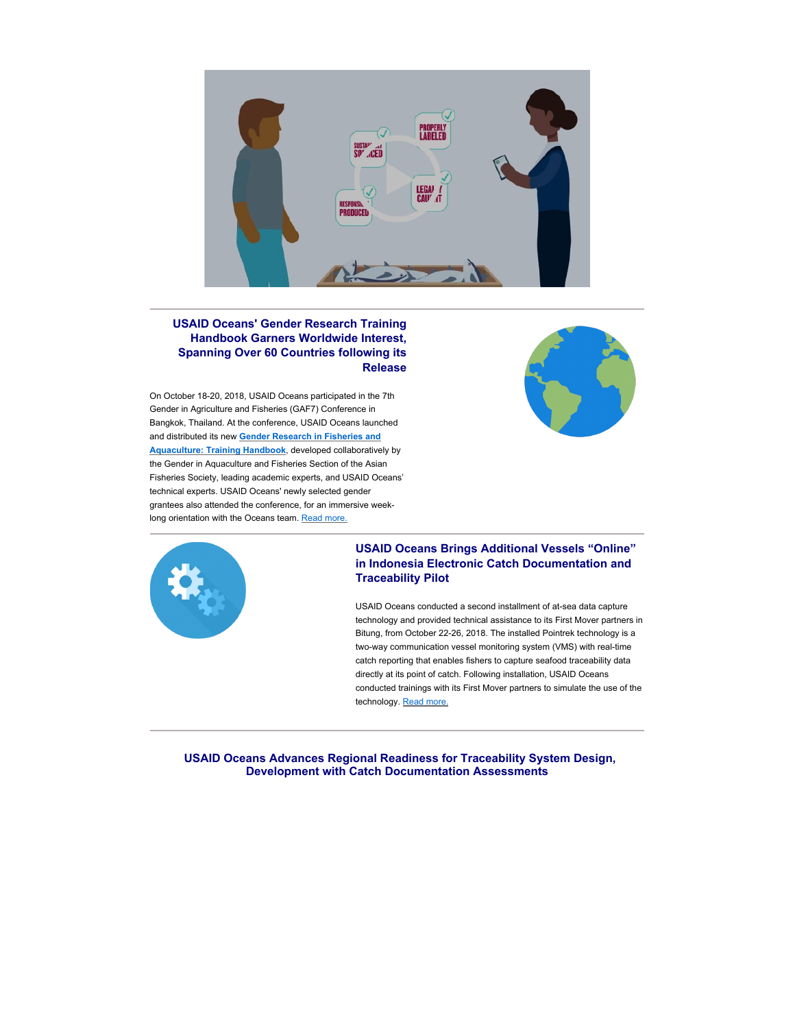## USAID Oceans' Gender Research Training Handbook Garners Worldwide Interest, Spanning Over 60 Countries following its Release

On October 18-20, 2018, USAID Oceans participated in the 7th Gender in Agriculture and Fisheries (GAF7) Conference in Bangkok, Thailand. At the conference, USAID Oceans launched and distributed its new **Gender Research in Fisheries and Aquaculture: Training Handbook**, developed collaboratively by the Gender in Aquaculture and Fisheries Section of the Asian Fisheries Society, leading academic experts, and USAID Oceans' technical experts. USAID Oceans' newly selected gender grantees also attended the conference, for an immersive week-long orientation with the Oceans team. Read more.

## USAID Oceans Brings Additional Vessels "Online" in Indonesia Electronic Catch Documentation and Traceability Pilot

USAID Oceans conducted a second installment of at-sea data capture technology and provided technical assistance to its First Mover partners in Bitung, from October 22-26, 2018. The installed Pointrek technology is a two-way communication vessel monitoring system (VMS) with real-time catch reporting that enables fishers to capture seafood traceability data directly at its point of catch. Following installation, USAID Oceans conducted trainings with its First Mover partners to simulate the use of the technology. Read more.

## USAID Oceans Advances Regional Readiness for Traceability System Design, Development with Catch Documentation Assessments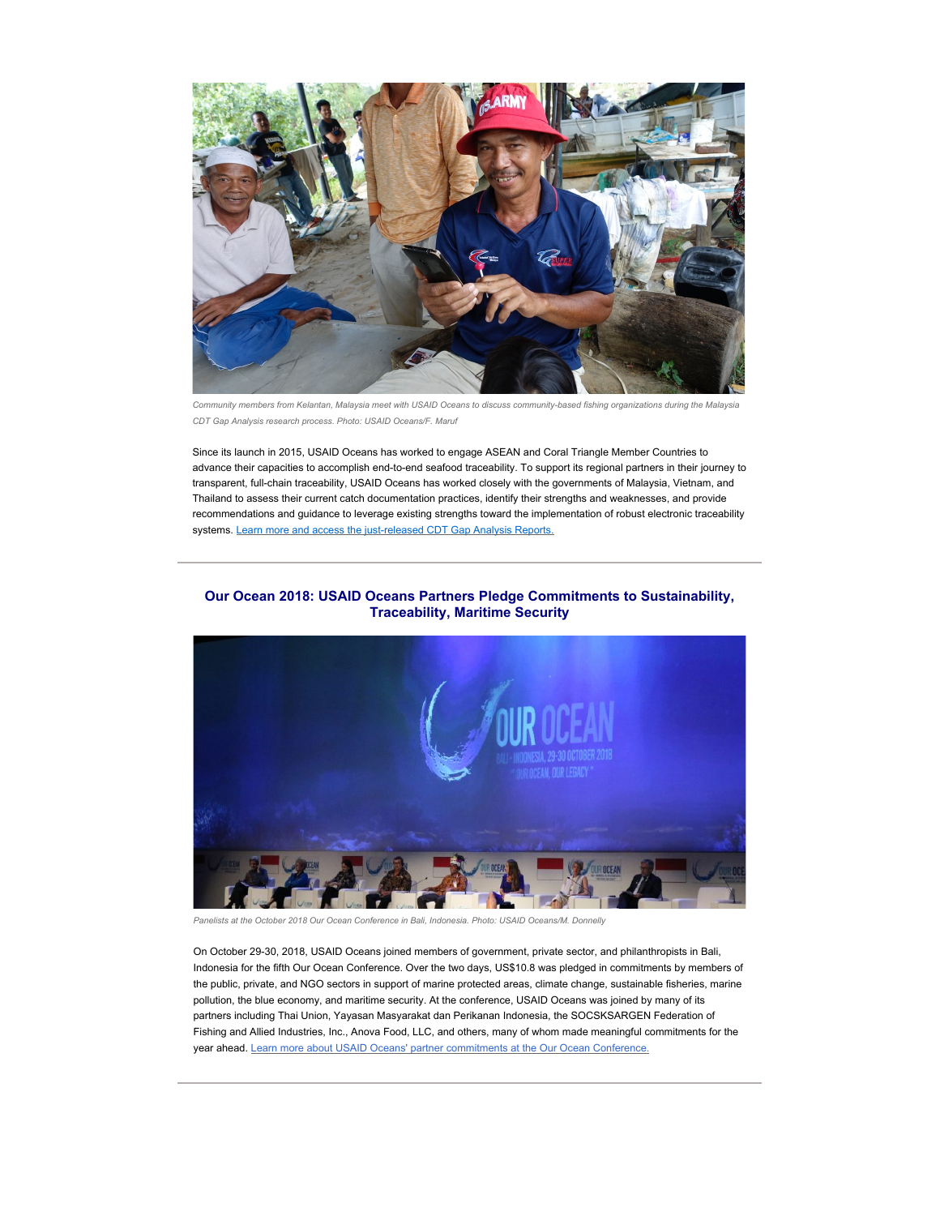*Community members from Kelantan, Malaysia meet with USAID Oceans to discuss community-based fishing organizations during the Malaysia CDT Gap Analysis research process. Photo: USAID Oceans/F. Maruf*

Since its launch in 2015, USAID Oceans has worked to engage ASEAN and Coral Triangle Member Countries to advance their capacities to accomplish end-to-end seafood traceability. To support its regional partners in their journey to transparent, full-chain traceability, USAID Oceans has worked closely with the governments of Malaysia, Vietnam, and Thailand to assess their current catch documentation practices, identify their strengths and weaknesses, and provide recommendations and guidance to leverage existing strengths toward the implementation of robust electronic traceability systems. Learn more and access the just-released CDT Gap Analysis Reports.

---

## Our Ocean 2018: USAID Oceans Partners Pledge Commitments to Sustainability, Traceability, Maritime Security

*Panelists at the October 2018 Our Ocean Conference in Bali, Indonesia. Photo: USAID Oceans/M. Donnelly*

On October 29-30, 2018, USAID Oceans joined members of government, private sector, and philanthropists in Bali, Indonesia for the fifth Our Ocean Conference. Over the two days, US$10.8 was pledged in commitments by members of the public, private, and NGO sectors in support of marine protected areas, climate change, sustainable fisheries, marine pollution, the blue economy, and maritime security. At the conference, USAID Oceans was joined by many of its partners including Thai Union, Yayasan Masyarakat dan Perikanan Indonesia, the SOCSKSARGEN Federation of Fishing and Allied Industries, Inc., Anova Food, LLC, and others, many of whom made meaningful commitments for the year ahead. Learn more about USAID Oceans' partner commitments at the Our Ocean Conference.

---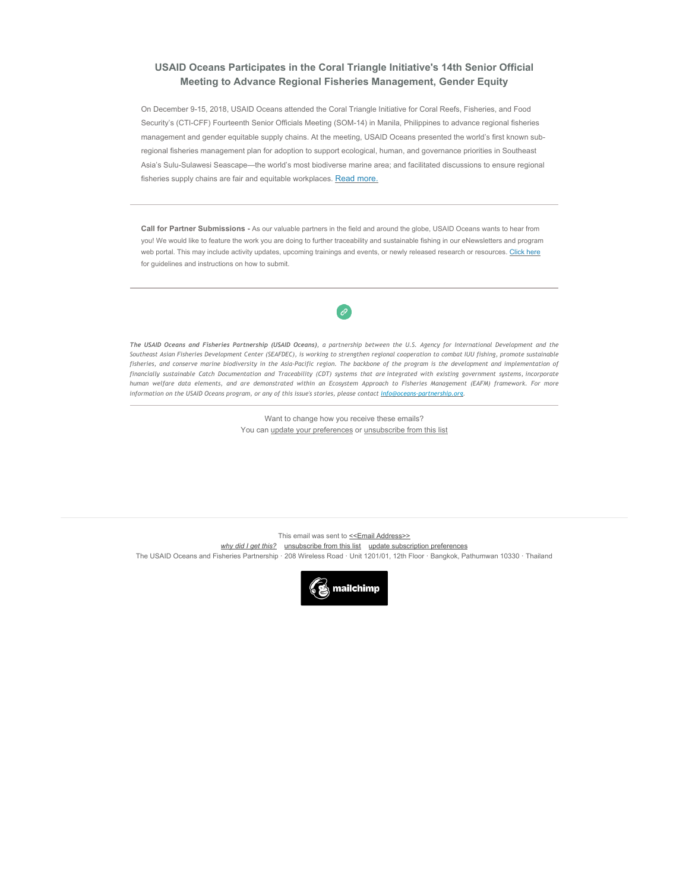## USAID Oceans Participates in the Coral Triangle Initiative's 14th Senior Official Meeting to Advance Regional Fisheries Management, Gender Equity

On December 9-15, 2018, USAID Oceans attended the Coral Triangle Initiative for Coral Reefs, Fisheries, and Food Security's (CTI-CFF) Fourteenth Senior Officials Meeting (SOM-14) in Manila, Philippines to advance regional fisheries management and gender equitable supply chains. At the meeting, USAID Oceans presented the world's first known sub-regional fisheries management plan for adoption to support ecological, human, and governance priorities in Southeast Asia's Sulu-Sulawesi Seascape—the world's most biodiverse marine area; and facilitated discussions to ensure regional fisheries supply chains are fair and equitable workplaces. Read more.

---

**Call for Partner Submissions -** As our valuable partners in the field and around the globe, USAID Oceans wants to hear from you! We would like to feature the work you are doing to further traceability and sustainable fishing in our eNewsletters and program web portal. This may include activity updates, upcoming trainings and events, or newly released research or resources. Click here for guidelines and instructions on how to submit.

---

***The USAID Oceans and Fisheries Partnership (USAID Oceans)****, a partnership between the U.S. Agency for International Development and the Southeast Asian Fisheries Development Center (SEAFDEC), is working to strengthen regional cooperation to combat IUU fishing, promote sustainable fisheries, and conserve marine biodiversity in the Asia-Pacific region. The backbone of the program is the development and implementation of financially sustainable Catch Documentation and Traceability (CDT) systems that are integrated with existing government systems, incorporate human welfare data elements, and are demonstrated within an Ecosystem Approach to Fisheries Management (EAFM) framework. For more information on the USAID Oceans program, or any of this issue's stories, please contact info@oceans-partnership.org.*

---

Want to change how you receive these emails?
You can update your preferences or unsubscribe from this list

---

This email was sent to <<Email Address>>
*why did I get this?* unsubscribe from this list update subscription preferences
The USAID Oceans and Fisheries Partnership · 208 Wireless Road · Unit 1201/01, 12th Floor · Bangkok, Pathumwan 10330 · Thailand

mailchimp